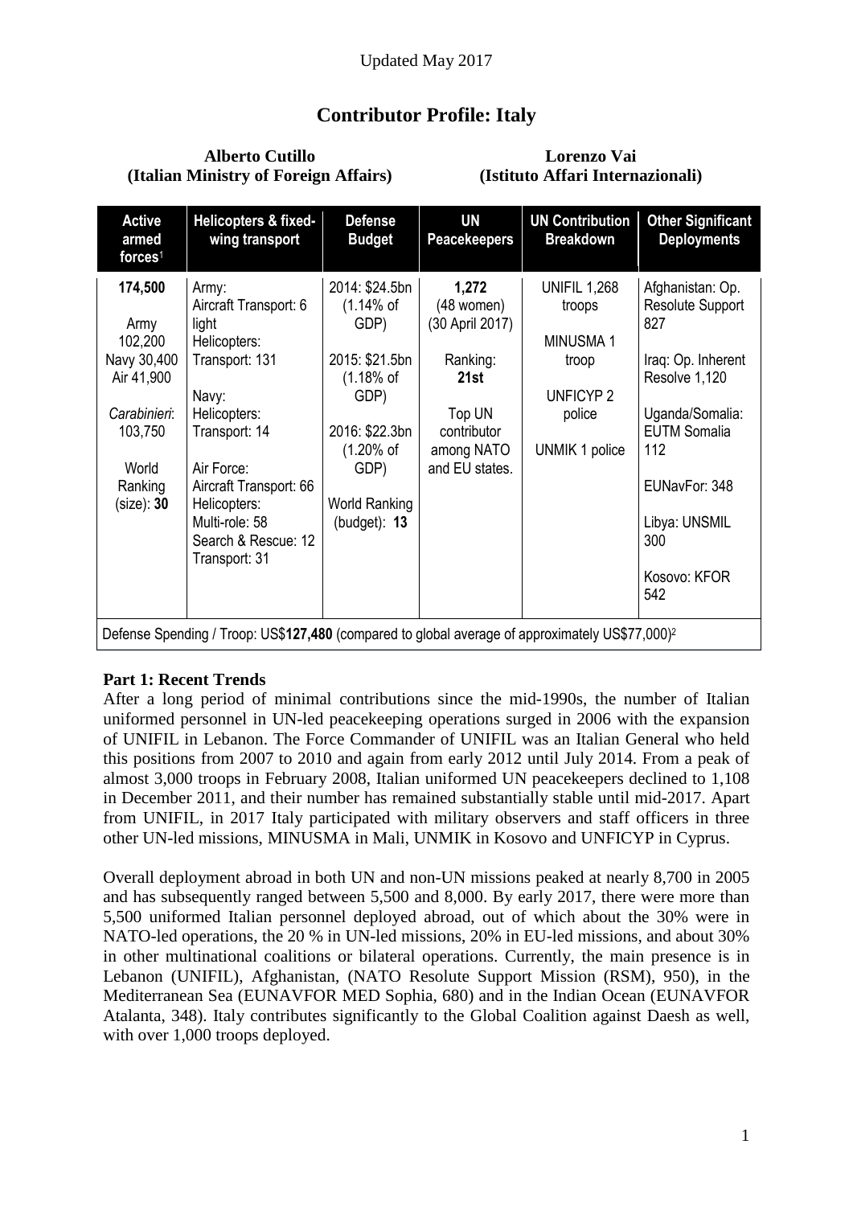Updated May 2017

# Contributor Profile: Italy

**Alberto Cutillo**
**(Italian Ministry of Foreign Affairs)**

**Lorenzo Vai**
**(Istituto Affari Internazionali)**

| Active armed forces[1] | Helicopters & fixed-wing transport | Defense Budget | UN Peacekeepers | UN Contribution Breakdown | Other Significant Deployments |
|---|---|---|---|---|---|
| **174,500**<br><br>Army 102,200<br>Navy 30,400<br>Air 41,900<br><br>*Carabinieri*: 103,750<br><br>World Ranking (size): **30** | Army:<br>Aircraft Transport: 6 light<br>Helicopters:<br>Transport: 131<br><br>Navy:<br>Helicopters:<br>Transport: 14<br><br>Air Force:<br>Aircraft Transport: 66<br>Helicopters:<br>Multi-role: 58<br>Search & Rescue: 12<br>Transport: 31 | 2014: $24.5bn (1.14% of GDP)<br><br>2015: $21.5bn (1.18% of GDP)<br><br>2016: $22.3bn (1.20% of GDP)<br><br>World Ranking (budget): **13** | **1,272**<br>(48 women)<br>(30 April 2017)<br><br>Ranking: **21st**<br><br>Top UN contributor among NATO and EU states. | UNIFIL 1,268 troops<br><br>MINUSMA 1 troop<br><br>UNFICYP 2 police<br><br>UNMIK 1 police | Afghanistan: Op. Resolute Support 827<br><br>Iraq: Op. Inherent Resolve 1,120<br><br>Uganda/Somalia: EUTM Somalia 112<br><br>EUNavFor: 348<br><br>Libya: UNSMIL 300<br><br>Kosovo: KFOR 542 |
| Defense Spending / Troop: US$**127,480** (compared to global average of approximately US$77,000)[2] | | | | | |

### Part 1: Recent Trends

After a long period of minimal contributions since the mid-1990s, the number of Italian uniformed personnel in UN-led peacekeeping operations surged in 2006 with the expansion of UNIFIL in Lebanon. The Force Commander of UNIFIL was an Italian General who held this positions from 2007 to 2010 and again from early 2012 until July 2014. From a peak of almost 3,000 troops in February 2008, Italian uniformed UN peacekeepers declined to 1,108 in December 2011, and their number has remained substantially stable until mid-2017. Apart from UNIFIL, in 2017 Italy participated with military observers and staff officers in three other UN-led missions, MINUSMA in Mali, UNMIK in Kosovo and UNFICYP in Cyprus.

Overall deployment abroad in both UN and non-UN missions peaked at nearly 8,700 in 2005 and has subsequently ranged between 5,500 and 8,000. By early 2017, there were more than 5,500 uniformed Italian personnel deployed abroad, out of which about the 30% were in NATO-led operations, the 20 % in UN-led missions, 20% in EU-led missions, and about 30% in other multinational coalitions or bilateral operations. Currently, the main presence is in Lebanon (UNIFIL), Afghanistan, (NATO Resolute Support Mission (RSM), 950), in the Mediterranean Sea (EUNAVFOR MED Sophia, 680) and in the Indian Ocean (EUNAVFOR Atalanta, 348). Italy contributes significantly to the Global Coalition against Daesh as well, with over 1,000 troops deployed.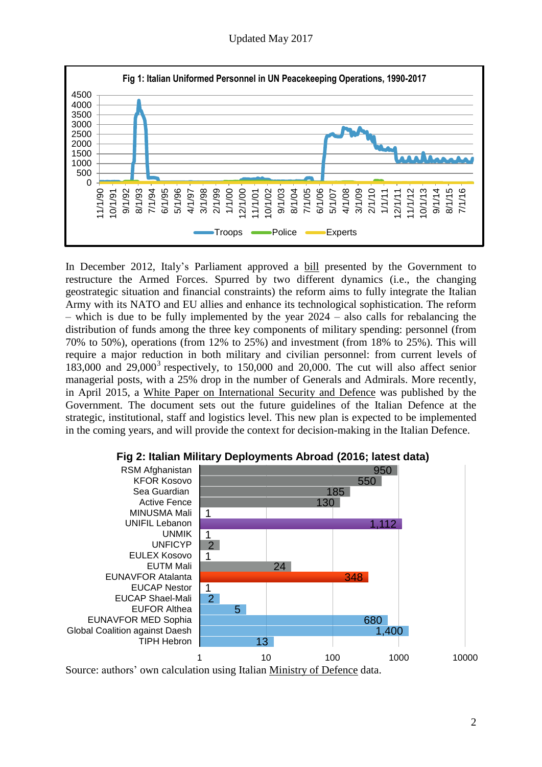Updated May 2017

**Fig 1: Italian Uniformed Personnel in UN Peacekeeping Operations, 1990-2017**

In December 2012, Italy's Parliament approved a bill presented by the Government to restructure the Armed Forces. Spurred by two different dynamics (i.e., the changing geostrategic situation and financial constraints) the reform aims to fully integrate the Italian Army with its NATO and EU allies and enhance its technological sophistication. The reform – which is due to be fully implemented by the year 2024 – also calls for rebalancing the distribution of funds among the three key components of military spending: personnel (from 70% to 50%), operations (from 12% to 25%) and investment (from 18% to 25%). This will require a major reduction in both military and civilian personnel: from current levels of 183,000 and 29,000[3] respectively, to 150,000 and 20,000. The cut will also affect senior managerial posts, with a 25% drop in the number of Generals and Admirals. More recently, in April 2015, a White Paper on International Security and Defence was published by the Government. The document sets out the future guidelines of the Italian Defence at the strategic, institutional, staff and logistics level. This new plan is expected to be implemented in the coming years, and will provide the context for decision-making in the Italian Defence.

**Fig 2: Italian Military Deployments Abroad (2016; latest data)**

| Operation | Personnel |
|---|---|
| RSM Afghanistan | 950 |
| KFOR Kosovo | 550 |
| Sea Guardian | 185 |
| Active Fence | 130 |
| MINUSMA Mali | 1 |
| UNIFIL Lebanon | 1,112 |
| UNMIK | 1 |
| UNFICYP | 2 |
| EULEX Kosovo | 1 |
| EUTM Mali | 24 |
| EUNAVFOR Atalanta | 348 |
| EUCAP Nestor | 1 |
| EUCAP Shael-Mali | 2 |
| EUFOR Althea | 5 |
| EUNAVFOR MED Sophia | 680 |
| Global Coalition against Daesh | 1,400 |
| TIPH Hebron | 13 |

Source: authors' own calculation using Italian Ministry of Defence data.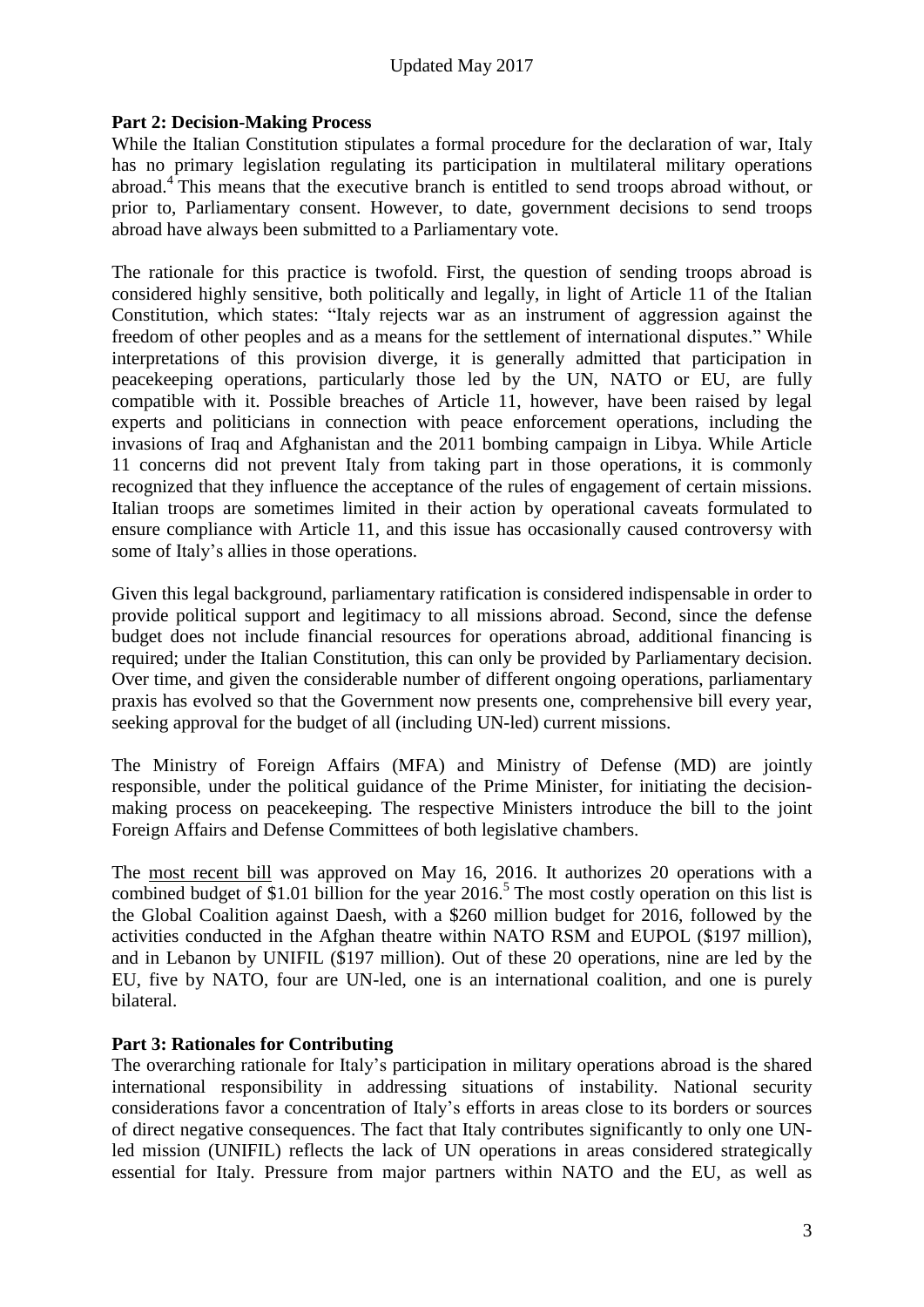**Part 2: Decision-Making Process**

While the Italian Constitution stipulates a formal procedure for the declaration of war, Italy has no primary legislation regulating its participation in multilateral military operations abroad.[4] This means that the executive branch is entitled to send troops abroad without, or prior to, Parliamentary consent. However, to date, government decisions to send troops abroad have always been submitted to a Parliamentary vote.

The rationale for this practice is twofold. First, the question of sending troops abroad is considered highly sensitive, both politically and legally, in light of Article 11 of the Italian Constitution, which states: "Italy rejects war as an instrument of aggression against the freedom of other peoples and as a means for the settlement of international disputes." While interpretations of this provision diverge, it is generally admitted that participation in peacekeeping operations, particularly those led by the UN, NATO or EU, are fully compatible with it. Possible breaches of Article 11, however, have been raised by legal experts and politicians in connection with peace enforcement operations, including the invasions of Iraq and Afghanistan and the 2011 bombing campaign in Libya. While Article 11 concerns did not prevent Italy from taking part in those operations, it is commonly recognized that they influence the acceptance of the rules of engagement of certain missions. Italian troops are sometimes limited in their action by operational caveats formulated to ensure compliance with Article 11, and this issue has occasionally caused controversy with some of Italy's allies in those operations.

Given this legal background, parliamentary ratification is considered indispensable in order to provide political support and legitimacy to all missions abroad. Second, since the defense budget does not include financial resources for operations abroad, additional financing is required; under the Italian Constitution, this can only be provided by Parliamentary decision. Over time, and given the considerable number of different ongoing operations, parliamentary praxis has evolved so that the Government now presents one, comprehensive bill every year, seeking approval for the budget of all (including UN-led) current missions.

The Ministry of Foreign Affairs (MFA) and Ministry of Defense (MD) are jointly responsible, under the political guidance of the Prime Minister, for initiating the decision-making process on peacekeeping. The respective Ministers introduce the bill to the joint Foreign Affairs and Defense Committees of both legislative chambers.

The most recent bill was approved on May 16, 2016. It authorizes 20 operations with a combined budget of $1.01 billion for the year 2016.[5] The most costly operation on this list is the Global Coalition against Daesh, with a $260 million budget for 2016, followed by the activities conducted in the Afghan theatre within NATO RSM and EUPOL ($197 million), and in Lebanon by UNIFIL ($197 million). Out of these 20 operations, nine are led by the EU, five by NATO, four are UN-led, one is an international coalition, and one is purely bilateral.

**Part 3: Rationales for Contributing**

The overarching rationale for Italy's participation in military operations abroad is the shared international responsibility in addressing situations of instability. National security considerations favor a concentration of Italy's efforts in areas close to its borders or sources of direct negative consequences. The fact that Italy contributes significantly to only one UN-led mission (UNIFIL) reflects the lack of UN operations in areas considered strategically essential for Italy. Pressure from major partners within NATO and the EU, as well as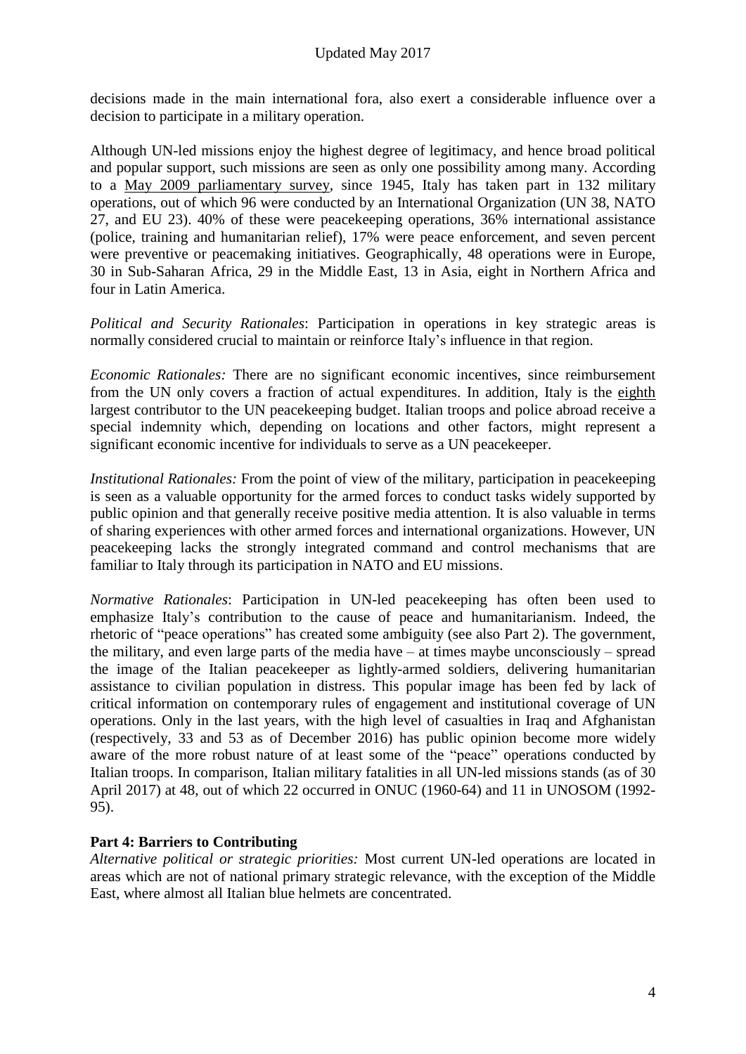decisions made in the main international fora, also exert a considerable influence over a decision to participate in a military operation.

Although UN-led missions enjoy the highest degree of legitimacy, and hence broad political and popular support, such missions are seen as only one possibility among many. According to a May 2009 parliamentary survey, since 1945, Italy has taken part in 132 military operations, out of which 96 were conducted by an International Organization (UN 38, NATO 27, and EU 23). 40% of these were peacekeeping operations, 36% international assistance (police, training and humanitarian relief), 17% were peace enforcement, and seven percent were preventive or peacemaking initiatives. Geographically, 48 operations were in Europe, 30 in Sub-Saharan Africa, 29 in the Middle East, 13 in Asia, eight in Northern Africa and four in Latin America.

*Political and Security Rationales*: Participation in operations in key strategic areas is normally considered crucial to maintain or reinforce Italy's influence in that region.

*Economic Rationales:* There are no significant economic incentives, since reimbursement from the UN only covers a fraction of actual expenditures. In addition, Italy is the eighth largest contributor to the UN peacekeeping budget. Italian troops and police abroad receive a special indemnity which, depending on locations and other factors, might represent a significant economic incentive for individuals to serve as a UN peacekeeper.

*Institutional Rationales:* From the point of view of the military, participation in peacekeeping is seen as a valuable opportunity for the armed forces to conduct tasks widely supported by public opinion and that generally receive positive media attention. It is also valuable in terms of sharing experiences with other armed forces and international organizations. However, UN peacekeeping lacks the strongly integrated command and control mechanisms that are familiar to Italy through its participation in NATO and EU missions.

*Normative Rationales*: Participation in UN-led peacekeeping has often been used to emphasize Italy's contribution to the cause of peace and humanitarianism. Indeed, the rhetoric of "peace operations" has created some ambiguity (see also Part 2). The government, the military, and even large parts of the media have – at times maybe unconsciously – spread the image of the Italian peacekeeper as lightly-armed soldiers, delivering humanitarian assistance to civilian population in distress. This popular image has been fed by lack of critical information on contemporary rules of engagement and institutional coverage of UN operations. Only in the last years, with the high level of casualties in Iraq and Afghanistan (respectively, 33 and 53 as of December 2016) has public opinion become more widely aware of the more robust nature of at least some of the "peace" operations conducted by Italian troops. In comparison, Italian military fatalities in all UN-led missions stands (as of 30 April 2017) at 48, out of which 22 occurred in ONUC (1960-64) and 11 in UNOSOM (1992-95).

**Part 4: Barriers to Contributing**

*Alternative political or strategic priorities:* Most current UN-led operations are located in areas which are not of national primary strategic relevance, with the exception of the Middle East, where almost all Italian blue helmets are concentrated.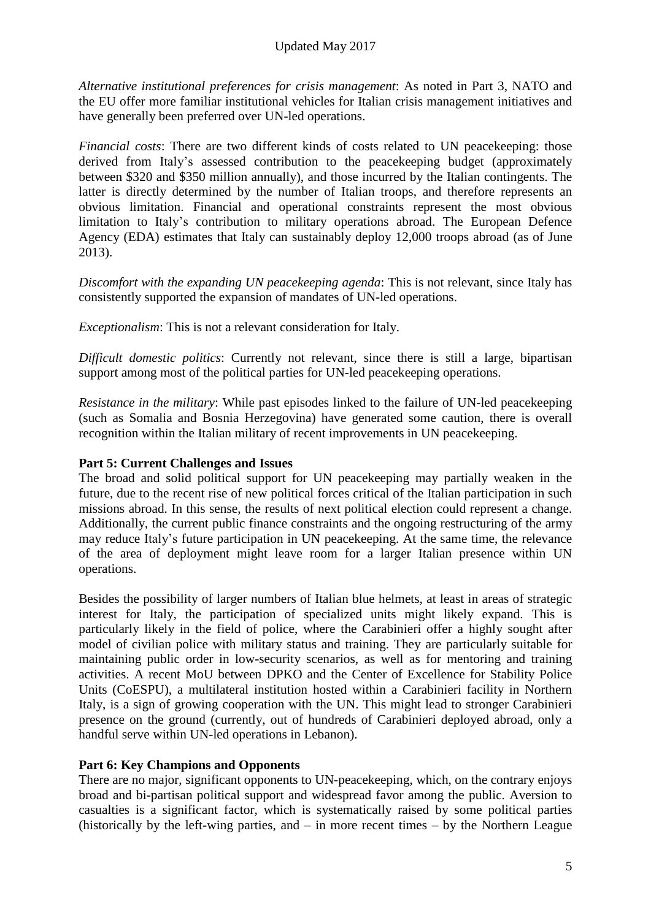*Alternative institutional preferences for crisis management*: As noted in Part 3, NATO and the EU offer more familiar institutional vehicles for Italian crisis management initiatives and have generally been preferred over UN-led operations.

*Financial costs*: There are two different kinds of costs related to UN peacekeeping: those derived from Italy's assessed contribution to the peacekeeping budget (approximately between $320 and $350 million annually), and those incurred by the Italian contingents. The latter is directly determined by the number of Italian troops, and therefore represents an obvious limitation. Financial and operational constraints represent the most obvious limitation to Italy's contribution to military operations abroad. The European Defence Agency (EDA) estimates that Italy can sustainably deploy 12,000 troops abroad (as of June 2013).

*Discomfort with the expanding UN peacekeeping agenda*: This is not relevant, since Italy has consistently supported the expansion of mandates of UN-led operations.

*Exceptionalism*: This is not a relevant consideration for Italy.

*Difficult domestic politics*: Currently not relevant, since there is still a large, bipartisan support among most of the political parties for UN-led peacekeeping operations.

*Resistance in the military*: While past episodes linked to the failure of UN-led peacekeeping (such as Somalia and Bosnia Herzegovina) have generated some caution, there is overall recognition within the Italian military of recent improvements in UN peacekeeping.

**Part 5: Current Challenges and Issues**

The broad and solid political support for UN peacekeeping may partially weaken in the future, due to the recent rise of new political forces critical of the Italian participation in such missions abroad. In this sense, the results of next political election could represent a change. Additionally, the current public finance constraints and the ongoing restructuring of the army may reduce Italy's future participation in UN peacekeeping. At the same time, the relevance of the area of deployment might leave room for a larger Italian presence within UN operations.

Besides the possibility of larger numbers of Italian blue helmets, at least in areas of strategic interest for Italy, the participation of specialized units might likely expand. This is particularly likely in the field of police, where the Carabinieri offer a highly sought after model of civilian police with military status and training. They are particularly suitable for maintaining public order in low-security scenarios, as well as for mentoring and training activities. A recent MoU between DPKO and the Center of Excellence for Stability Police Units (CoESPU), a multilateral institution hosted within a Carabinieri facility in Northern Italy, is a sign of growing cooperation with the UN. This might lead to stronger Carabinieri presence on the ground (currently, out of hundreds of Carabinieri deployed abroad, only a handful serve within UN-led operations in Lebanon).

**Part 6: Key Champions and Opponents**

There are no major, significant opponents to UN-peacekeeping, which, on the contrary enjoys broad and bi-partisan political support and widespread favor among the public. Aversion to casualties is a significant factor, which is systematically raised by some political parties (historically by the left-wing parties, and – in more recent times – by the Northern League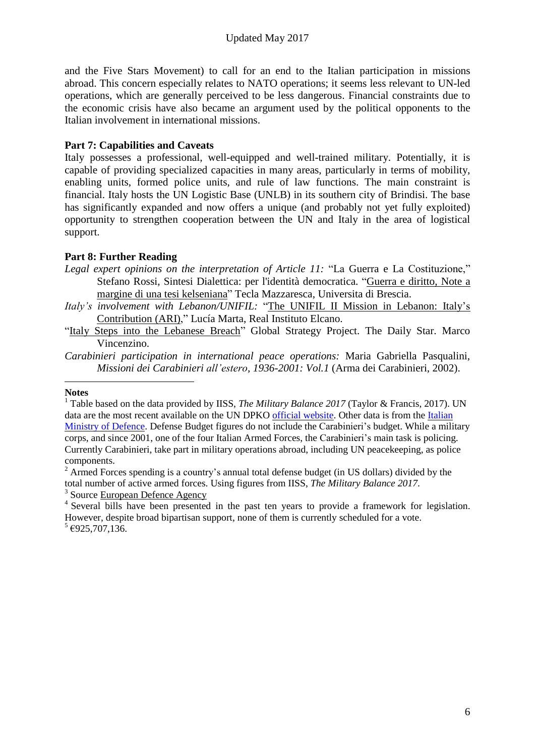and the Five Stars Movement) to call for an end to the Italian participation in missions abroad. This concern especially relates to NATO operations; it seems less relevant to UN-led operations, which are generally perceived to be less dangerous. Financial constraints due to the economic crisis have also became an argument used by the political opponents to the Italian involvement in international missions.

**Part 7: Capabilities and Caveats**

Italy possesses a professional, well-equipped and well-trained military. Potentially, it is capable of providing specialized capacities in many areas, particularly in terms of mobility, enabling units, formed police units, and rule of law functions. The main constraint is financial. Italy hosts the UN Logistic Base (UNLB) in its southern city of Brindisi. The base has significantly expanded and now offers a unique (and probably not yet fully exploited) opportunity to strengthen cooperation between the UN and Italy in the area of logistical support.

**Part 8: Further Reading**

*Legal expert opinions on the interpretation of Article 11:* "La Guerra e La Costituzione," Stefano Rossi, Sintesi Dialettica: per l'identità democratica. "Guerra e diritto, Note a margine di una tesi kelseniana" Tecla Mazzaresca, Universita di Brescia.

*Italy's involvement with Lebanon/UNIFIL:* "The UNIFIL II Mission in Lebanon: Italy's Contribution (ARI)," Lucía Marta, Real Instituto Elcano.

"Italy Steps into the Lebanese Breach" Global Strategy Project. The Daily Star. Marco Vincenzino.

*Carabinieri participation in international peace operations:* Maria Gabriella Pasqualini, *Missioni dei Carabinieri all'estero, 1936-2001: Vol.1* (Arma dei Carabinieri, 2002).

**Notes**

[1] Table based on the data provided by IISS, *The Military Balance 2017* (Taylor & Francis, 2017). UN data are the most recent available on the UN DPKO official website. Other data is from the Italian Ministry of Defence. Defense Budget figures do not include the Carabinieri's budget. While a military corps, and since 2001, one of the four Italian Armed Forces, the Carabinieri's main task is policing. Currently Carabinieri, take part in military operations abroad, including UN peacekeeping, as police components.

[2] Armed Forces spending is a country's annual total defense budget (in US dollars) divided by the total number of active armed forces. Using figures from IISS, *The Military Balance 2017*.

[3] Source European Defence Agency

[4] Several bills have been presented in the past ten years to provide a framework for legislation. However, despite broad bipartisan support, none of them is currently scheduled for a vote.

[5] €925,707,136.